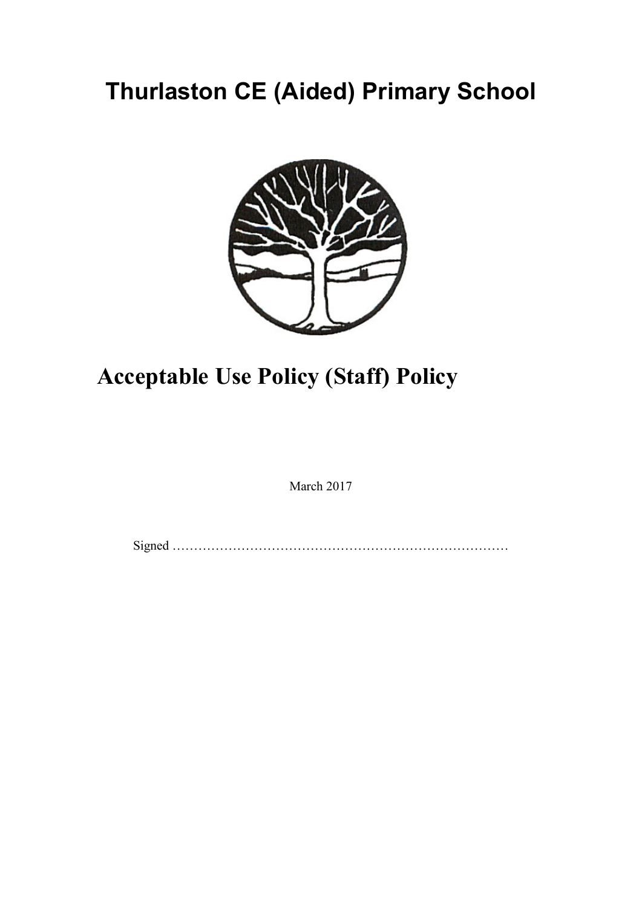# Thurlaston CE (Aided) Primary School

# Acceptable Use Policy (Staff) Policy

March 2017

Signed ……………………………………………………………………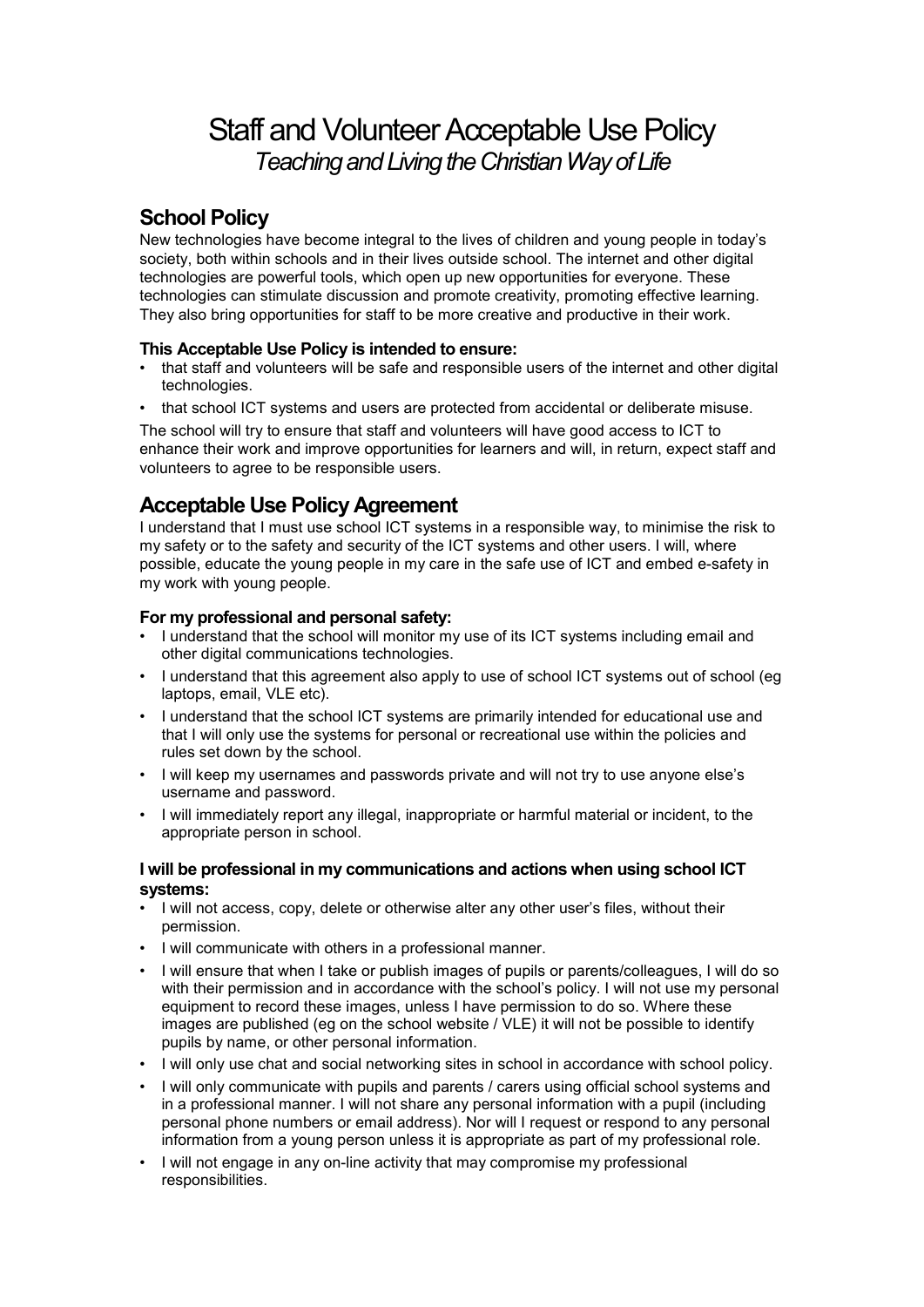# Staff and Volunteer Acceptable Use Policy

*Teaching and Living the Christian Way of Life*

## School Policy

New technologies have become integral to the lives of children and young people in today's society, both within schools and in their lives outside school. The internet and other digital technologies are powerful tools, which open up new opportunities for everyone. These technologies can stimulate discussion and promote creativity, promoting effective learning. They also bring opportunities for staff to be more creative and productive in their work.

### This Acceptable Use Policy is intended to ensure:

- that staff and volunteers will be safe and responsible users of the internet and other digital technologies.
- that school ICT systems and users are protected from accidental or deliberate misuse.

The school will try to ensure that staff and volunteers will have good access to ICT to enhance their work and improve opportunities for learners and will, in return, expect staff and volunteers to agree to be responsible users.

## Acceptable Use Policy Agreement

I understand that I must use school ICT systems in a responsible way, to minimise the risk to my safety or to the safety and security of the ICT systems and other users. I will, where possible, educate the young people in my care in the safe use of ICT and embed e-safety in my work with young people.

### For my professional and personal safety:

- I understand that the school will monitor my use of its ICT systems including email and other digital communications technologies.
- I understand that this agreement also apply to use of school ICT systems out of school (eg laptops, email, VLE etc).
- I understand that the school ICT systems are primarily intended for educational use and that I will only use the systems for personal or recreational use within the policies and rules set down by the school.
- I will keep my usernames and passwords private and will not try to use anyone else's username and password.
- I will immediately report any illegal, inappropriate or harmful material or incident, to the appropriate person in school.

### I will be professional in my communications and actions when using school ICT systems:

- I will not access, copy, delete or otherwise alter any other user's files, without their permission.
- I will communicate with others in a professional manner.
- I will ensure that when I take or publish images of pupils or parents/colleagues, I will do so with their permission and in accordance with the school's policy. I will not use my personal equipment to record these images, unless I have permission to do so. Where these images are published (eg on the school website / VLE) it will not be possible to identify pupils by name, or other personal information.
- I will only use chat and social networking sites in school in accordance with school policy.
- I will only communicate with pupils and parents / carers using official school systems and in a professional manner. I will not share any personal information with a pupil (including personal phone numbers or email address). Nor will I request or respond to any personal information from a young person unless it is appropriate as part of my professional role.
- I will not engage in any on-line activity that may compromise my professional responsibilities.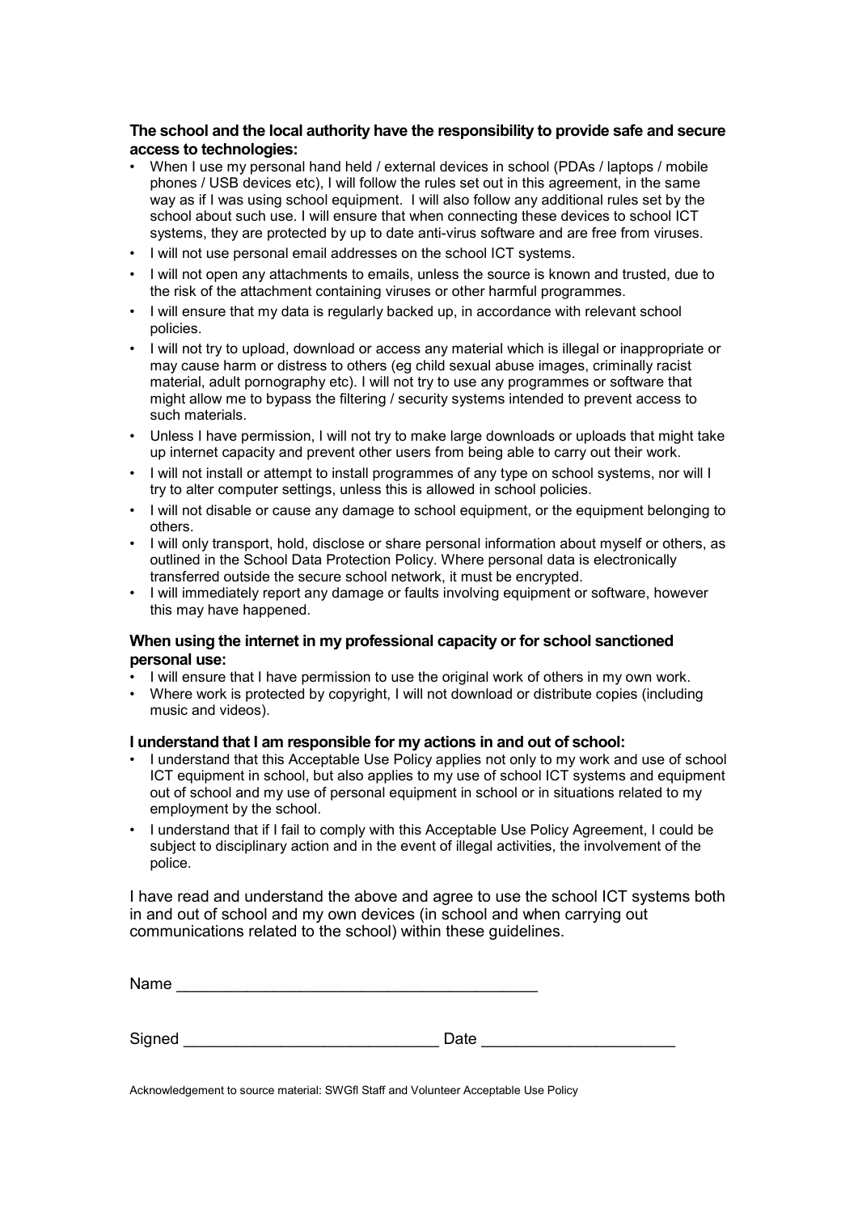**The school and the local authority have the responsibility to provide safe and secure access to technologies:**

- When I use my personal hand held / external devices in school (PDAs / laptops / mobile phones / USB devices etc), I will follow the rules set out in this agreement, in the same way as if I was using school equipment. I will also follow any additional rules set by the school about such use. I will ensure that when connecting these devices to school ICT systems, they are protected by up to date anti-virus software and are free from viruses.
- I will not use personal email addresses on the school ICT systems.
- I will not open any attachments to emails, unless the source is known and trusted, due to the risk of the attachment containing viruses or other harmful programmes.
- I will ensure that my data is regularly backed up, in accordance with relevant school policies.
- I will not try to upload, download or access any material which is illegal or inappropriate or may cause harm or distress to others (eg child sexual abuse images, criminally racist material, adult pornography etc). I will not try to use any programmes or software that might allow me to bypass the filtering / security systems intended to prevent access to such materials.
- Unless I have permission, I will not try to make large downloads or uploads that might take up internet capacity and prevent other users from being able to carry out their work.
- I will not install or attempt to install programmes of any type on school systems, nor will I try to alter computer settings, unless this is allowed in school policies.
- I will not disable or cause any damage to school equipment, or the equipment belonging to others.
- I will only transport, hold, disclose or share personal information about myself or others, as outlined in the School Data Protection Policy. Where personal data is electronically transferred outside the secure school network, it must be encrypted.
- I will immediately report any damage or faults involving equipment or software, however this may have happened.

**When using the internet in my professional capacity or for school sanctioned personal use:**

- I will ensure that I have permission to use the original work of others in my own work.
- Where work is protected by copyright, I will not download or distribute copies (including music and videos).

**I understand that I am responsible for my actions in and out of school:**

- I understand that this Acceptable Use Policy applies not only to my work and use of school ICT equipment in school, but also applies to my use of school ICT systems and equipment out of school and my use of personal equipment in school or in situations related to my employment by the school.
- I understand that if I fail to comply with this Acceptable Use Policy Agreement, I could be subject to disciplinary action and in the event of illegal activities, the involvement of the police.

I have read and understand the above and agree to use the school ICT systems both in and out of school and my own devices (in school and when carrying out communications related to the school) within these guidelines.

Name ________________________________________

Signed ____________________________ Date _____________________

Acknowledgement to source material: SWGfl Staff and Volunteer Acceptable Use Policy